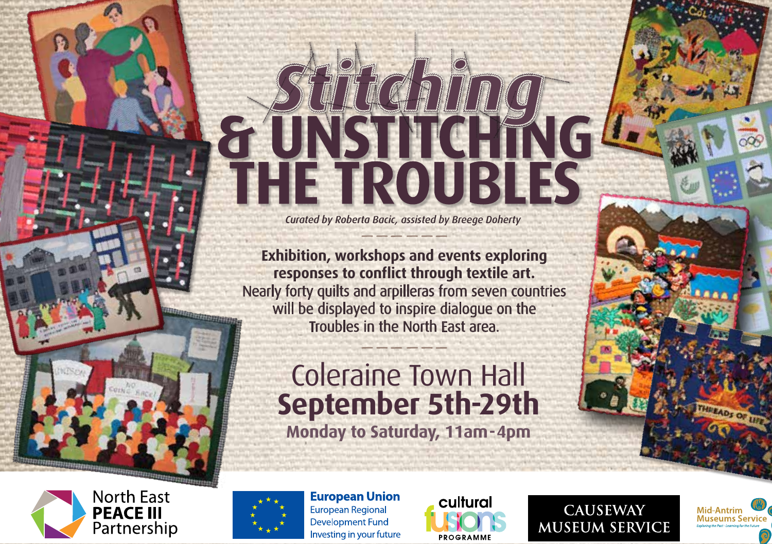# Stitching & UNSTITCHING THE TROUBLES

*Curated by Roberta Bacic, assisted by Breege Doherty*

**Exhibition, workshops and events exploring responses to conflict through textile art.**

Nearly forty quilts and arpilleras from seven countries will be displayed to inspire dialogue on the Troubles in the North East area.

## Coleraine Town Hall
## September 5th-29th

**Monday to Saturday, 11am-4pm**

North East **PEACE III** Partnership

**European Union**
European Regional Development Fund
Investing in your future

cultural fusions PROGRAMME

CAUSEWAY MUSEUM SERVICE

Mid-Antrim Museums Service
Exploring the Past - Learning for the Future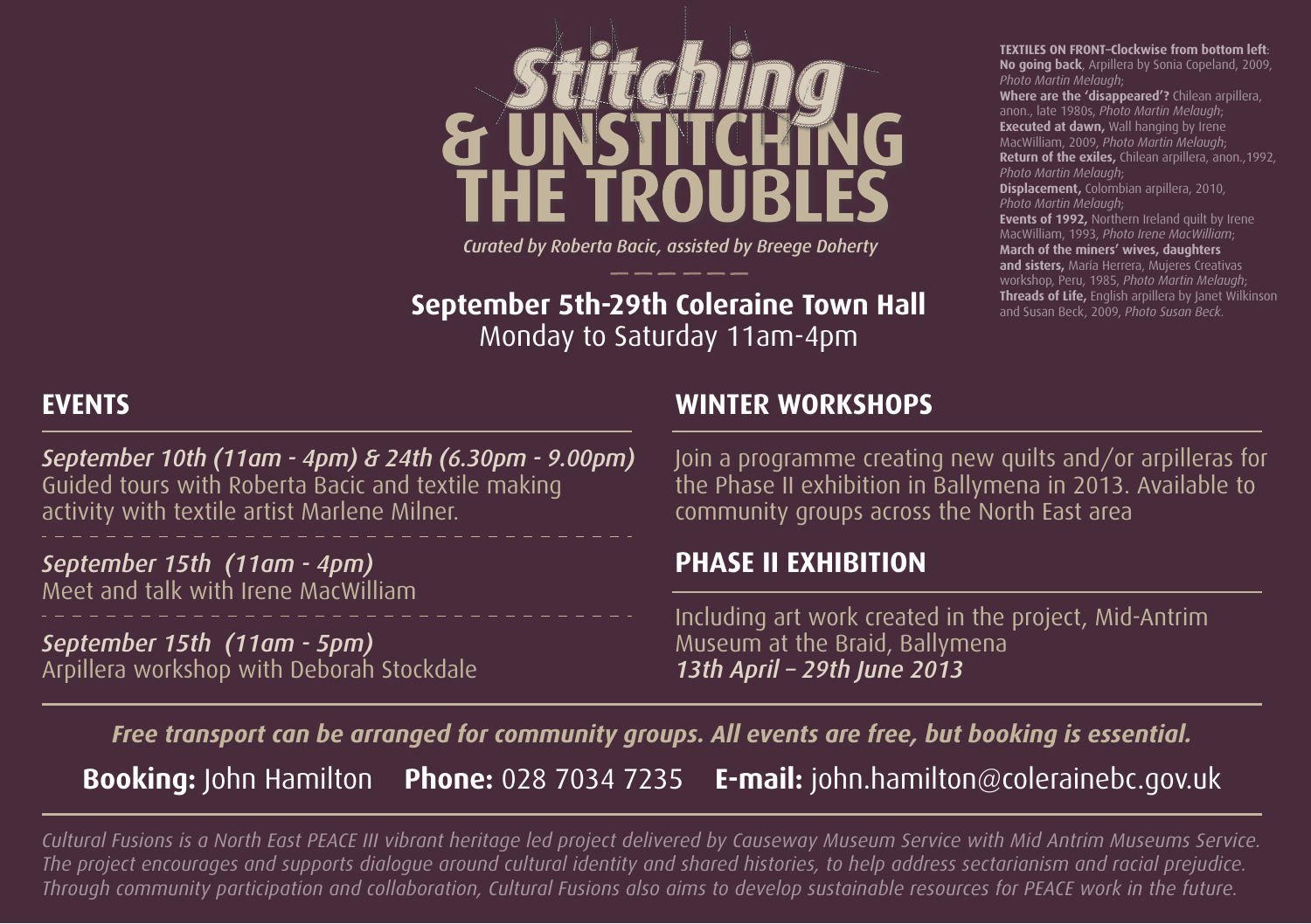# *Stitching* & UNSTITCHING THE TROUBLES

*Curated by Roberta Bacic, assisted by Breege Doherty*

**September 5th-29th Coleraine Town Hall**
Monday to Saturday 11am-4pm

**TEXTILES ON FRONT–Clockwise from bottom left**: **No going back**, Arpillera by Sonia Copeland, 2009, *Photo Martin Melaugh*; **Where are the 'disappeared'?** Chilean arpillera, anon., late 1980s, *Photo Martin Melaugh*; **Executed at dawn,** Wall hanging by Irene MacWilliam, 2009, *Photo Martin Melaugh*; **Return of the exiles,** Chilean arpillera, anon.,1992, *Photo Martin Melaugh*; **Displacement,** Colombian arpillera, 2010, *Photo Martin Melaugh*; **Events of 1992,** Northern Ireland quilt by Irene MacWilliam, 1993, *Photo Irene MacWilliam*; **March of the miners' wives, daughters and sisters,** María Herrera, Mujeres Creativas workshop, Peru, 1985, *Photo Martin Melaugh*; **Threads of Life,** English arpillera by Janet Wilkinson and Susan Beck, 2009, *Photo Susan Beck*.

## EVENTS

*September 10th (11am - 4pm) & 24th (6.30pm - 9.00pm)*
Guided tours with Roberta Bacic and textile making activity with textile artist Marlene Milner.

*September 15th (11am - 4pm)*
Meet and talk with Irene MacWilliam

*September 15th (11am - 5pm)*
Arpillera workshop with Deborah Stockdale

## WINTER WORKSHOPS

Join a programme creating new quilts and/or arpilleras for the Phase II exhibition in Ballymena in 2013. Available to community groups across the North East area

## PHASE II EXHIBITION

Including art work created in the project, Mid-Antrim Museum at the Braid, Ballymena
*13th April – 29th June 2013*

***Free transport can be arranged for community groups. All events are free, but booking is essential.***

**Booking:** John Hamilton **Phone:** 028 7034 7235 **E-mail:** john.hamilton@colerainebc.gov.uk

*Cultural Fusions is a North East PEACE III vibrant heritage led project delivered by Causeway Museum Service with Mid Antrim Museums Service. The project encourages and supports dialogue around cultural identity and shared histories, to help address sectarianism and racial prejudice. Through community participation and collaboration, Cultural Fusions also aims to develop sustainable resources for PEACE work in the future.*